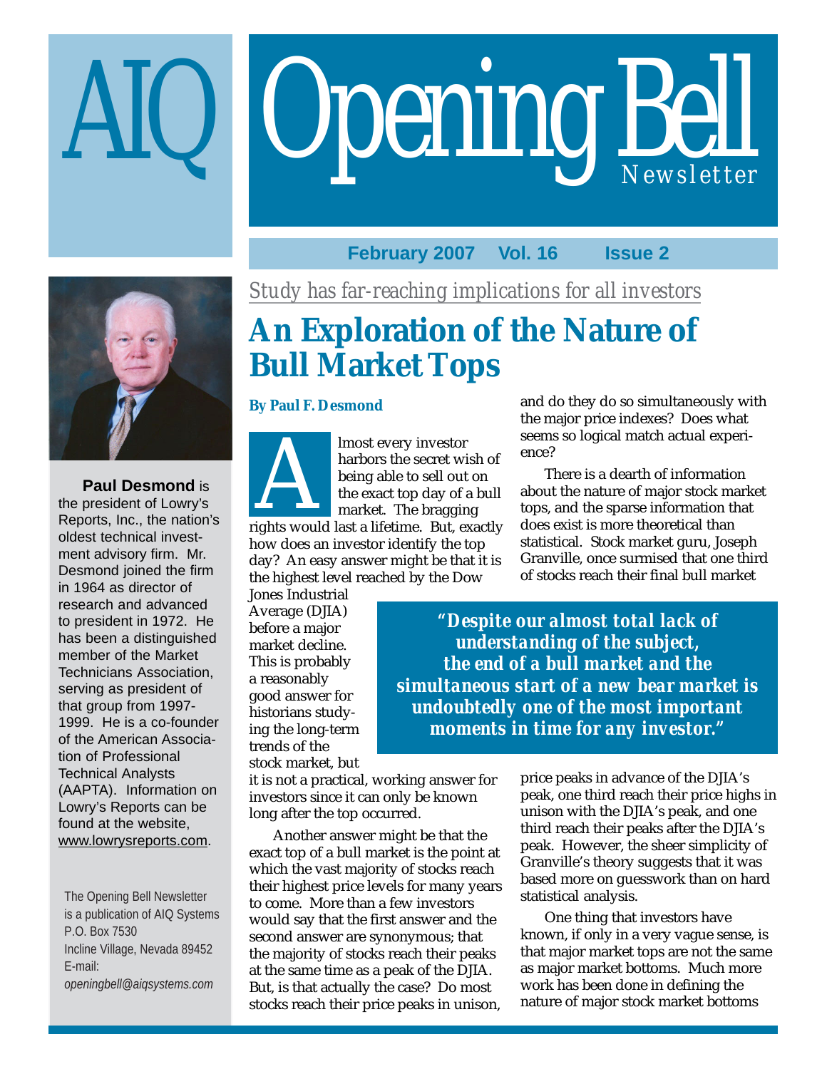# AIQ Opening Bell Newsletter

**February 2007 Vol. 16 Issue 2**

**Paul Desmond** is the president of Lowry's Reports, Inc., the nation's oldest technical investment advisory firm. Mr. Desmond joined the firm in 1964 as director of research and advanced to president in 1972. He has been a distinguished member of the Market Technicians Association, serving as president of that group from 1997-1999. He is a co-founder of the American Association of Professional Technical Analysts (AAPTA). Information on Lowry's Reports can be found at the website, www.lowrysreports.com.

The Opening Bell Newsletter is a publication of AIQ Systems
P.O. Box 7530
Incline Village, Nevada 89452
E-mail:
*openingbell@aiqsystems.com*

*Study has far-reaching implications for all investors*

## An Exploration of the Nature of Bull Market Tops

**By Paul F. Desmond**

Almost every investor harbors the secret wish of being able to sell out on the exact top day of a bull market. The bragging rights would last a lifetime. But, exactly how does an investor identify the top day? An easy answer might be that it is the highest level reached by the Dow Jones Industrial Average (DJIA) before a major market decline. This is probably a reasonably good answer for historians studying the long-term trends of the stock market, but it is not a practical, working answer for investors since it can only be known long after the top occurred.

Another answer might be that the exact top of a bull market is the point at which the vast majority of stocks reach their highest price levels for many years to come. More than a few investors would say that the first answer and the second answer are synonymous; that the majority of stocks reach their peaks at the same time as a peak of the DJIA. But, is that actually the case? Do most stocks reach their price peaks in unison, and do they do so simultaneously with the major price indexes? Does what seems so logical match actual experience?

There is a dearth of information about the nature of major stock market tops, and the sparse information that does exist is more theoretical than statistical. Stock market guru, Joseph Granville, once surmised that one third of stocks reach their final bull market price peaks in advance of the DJIA's peak, one third reach their price highs in unison with the DJIA's peak, and one third reach their peaks after the DJIA's peak. However, the sheer simplicity of Granville's theory suggests that it was based more on guesswork than on hard statistical analysis.

> ***"Despite our almost total lack of understanding of the subject, the end of a bull market and the simultaneous start of a new bear market is undoubtedly one of the most important moments in time for any investor."***

One thing that investors have known, if only in a very vague sense, is that major market tops are not the same as major market bottoms. Much more work has been done in defining the nature of major stock market bottoms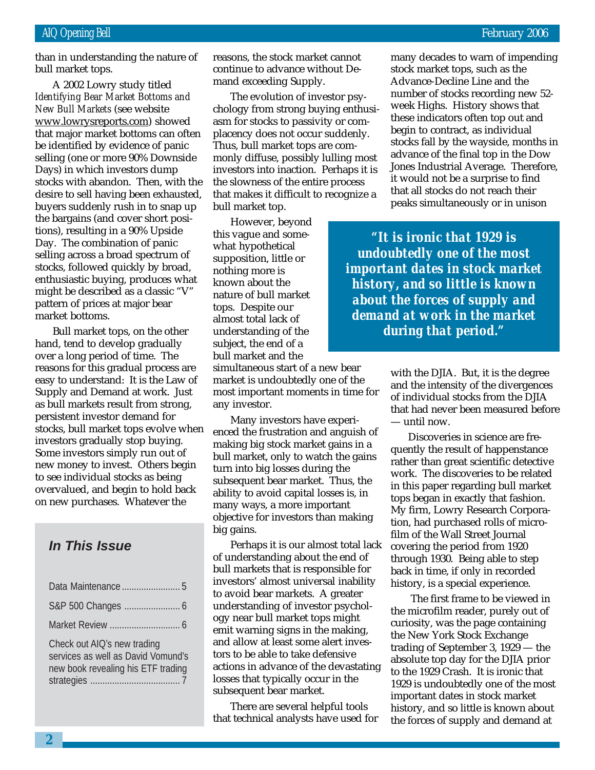than in understanding the nature of bull market tops.

A 2002 Lowry study titled *Identifying Bear Market Bottoms and New Bull Markets* (see website www.lowrysreports.com) showed that major market bottoms can often be identified by evidence of panic selling (one or more 90% Downside Days) in which investors dump stocks with abandon. Then, with the desire to sell having been exhausted, buyers suddenly rush in to snap up the bargains (and cover short positions), resulting in a 90% Upside Day. The combination of panic selling across a broad spectrum of stocks, followed quickly by broad, enthusiastic buying, produces what might be described as a classic "V" pattern of prices at major bear market bottoms.

Bull market tops, on the other hand, tend to develop gradually over a long period of time. The reasons for this gradual process are easy to understand: It is the Law of Supply and Demand at work. Just as bull markets result from strong, persistent investor demand for stocks, bull market tops evolve when investors gradually stop buying. Some investors simply run out of new money to invest. Others begin to see individual stocks as being overvalued, and begin to hold back on new purchases. Whatever the reasons, the stock market cannot continue to advance without Demand exceeding Supply.

The evolution of investor psychology from strong buying enthusiasm for stocks to passivity or complacency does not occur suddenly. Thus, bull market tops are commonly diffuse, possibly lulling most investors into inaction. Perhaps it is the slowness of the entire process that makes it difficult to recognize a bull market top.

However, beyond this vague and somewhat hypothetical supposition, little or nothing more is known about the nature of bull market tops. Despite our almost total lack of understanding of the subject, the end of a bull market and the simultaneous start of a new bear market is undoubtedly one of the most important moments in time for any investor.

Many investors have experienced the frustration and anguish of making big stock market gains in a bull market, only to watch the gains turn into big losses during the subsequent bear market. Thus, the ability to avoid capital losses is, in many ways, a more important objective for investors than making big gains.

Perhaps it is our almost total lack of understanding about the end of bull markets that is responsible for investors' almost universal inability to avoid bear markets. A greater understanding of investor psychology near bull market tops might emit warning signs in the making, and allow at least some alert investors to be able to take defensive actions in advance of the devastating losses that typically occur in the subsequent bear market.

There are several helpful tools that technical analysts have used for many decades to warn of impending stock market tops, such as the Advance-Decline Line and the number of stocks recording new 52-week Highs. History shows that these indicators often top out and begin to contract, as individual stocks fall by the wayside, months in advance of the final top in the Dow Jones Industrial Average. Therefore, it would not be a surprise to find that all stocks do not reach their peaks simultaneously or in unison with the DJIA. But, it is the degree and the intensity of the divergences of individual stocks from the DJIA that had never been measured before — until now.

> ***"It is ironic that 1929 is undoubtedly one of the most important dates in stock market history, and so little is known about the forces of supply and demand at work in the market during that period."***

Discoveries in science are frequently the result of happenstance rather than great scientific detective work. The discoveries to be related in this paper regarding bull market tops began in exactly that fashion. My firm, Lowry Research Corporation, had purchased rolls of microfilm of the Wall Street Journal covering the period from 1920 through 1930. Being able to step back in time, if only in recorded history, is a special experience.

The first frame to be viewed in the microfilm reader, purely out of curiosity, was the page containing the New York Stock Exchange trading of September 3, 1929 — the absolute top day for the DJIA prior to the 1929 Crash. It is ironic that 1929 is undoubtedly one of the most important dates in stock market history, and so little is known about the forces of supply and demand at

### In This Issue

Data Maintenance ........................ 5

S&P 500 Changes ....................... 6

Market Review ............................ 6

Check out AIQ's new trading services as well as David Vomund's new book revealing his ETF trading strategies ..................................... 7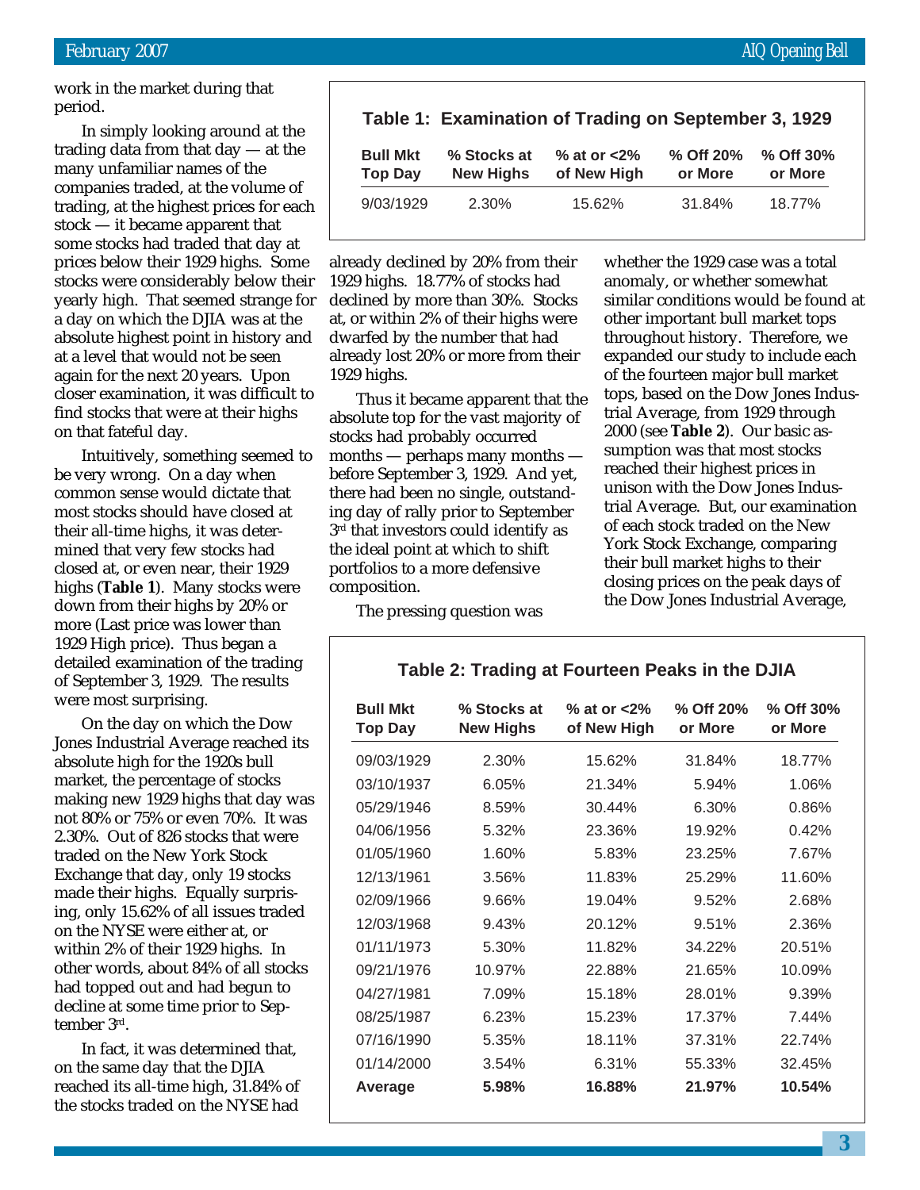work in the market during that period.

In simply looking around at the trading data from that day — at the many unfamiliar names of the companies traded, at the volume of trading, at the highest prices for each stock — it became apparent that some stocks had traded that day at prices below their 1929 highs. Some stocks were considerably below their yearly high. That seemed strange for a day on which the DJIA was at the absolute highest point in history and at a level that would not be seen again for the next 20 years. Upon closer examination, it was difficult to find stocks that were at their highs on that fateful day.

Intuitively, something seemed to be very wrong. On a day when common sense would dictate that most stocks should have closed at their all-time highs, it was determined that very few stocks had closed at, or even near, their 1929 highs (**Table 1**). Many stocks were down from their highs by 20% or more (Last price was lower than 1929 High price). Thus began a detailed examination of the trading of September 3, 1929. The results were most surprising.

On the day on which the Dow Jones Industrial Average reached its absolute high for the 1920s bull market, the percentage of stocks making new 1929 highs that day was not 80% or 75% or even 70%. It was 2.30%. Out of 826 stocks that were traded on the New York Stock Exchange that day, only 19 stocks made their highs. Equally surprising, only 15.62% of all issues traded on the NYSE were either at, or within 2% of their 1929 highs. In other words, about 84% of all stocks had topped out and had begun to decline at some time prior to September 3rd.

In fact, it was determined that, on the same day that the DJIA reached its all-time high, 31.84% of the stocks traded on the NYSE had already declined by 20% from their 1929 highs. 18.77% of stocks had declined by more than 30%. Stocks at, or within 2% of their highs were dwarfed by the number that had already lost 20% or more from their 1929 highs.

**Table 1: Examination of Trading on September 3, 1929**

| Bull Mkt Top Day | % Stocks at New Highs | % at or <2% of New High | % Off 20% or More | % Off 30% or More |
|---|---|---|---|---|
| 9/03/1929 | 2.30% | 15.62% | 31.84% | 18.77% |

Thus it became apparent that the absolute top for the vast majority of stocks had probably occurred months — perhaps many months — before September 3, 1929. And yet, there had been no single, outstanding day of rally prior to September 3rd that investors could identify as the ideal point at which to shift portfolios to a more defensive composition.

The pressing question was whether the 1929 case was a total anomaly, or whether somewhat similar conditions would be found at other important bull market tops throughout history. Therefore, we expanded our study to include each of the fourteen major bull market tops, based on the Dow Jones Industrial Average, from 1929 through 2000 (see **Table 2**). Our basic assumption was that most stocks reached their highest prices in unison with the Dow Jones Industrial Average. But, our examination of each stock traded on the New York Stock Exchange, comparing their bull market highs to their closing prices on the peak days of the Dow Jones Industrial Average,

**Table 2: Trading at Fourteen Peaks in the DJIA**

| Bull Mkt Top Day | % Stocks at New Highs | % at or <2% of New High | % Off 20% or More | % Off 30% or More |
|---|---|---|---|---|
| 09/03/1929 | 2.30% | 15.62% | 31.84% | 18.77% |
| 03/10/1937 | 6.05% | 21.34% | 5.94% | 1.06% |
| 05/29/1946 | 8.59% | 30.44% | 6.30% | 0.86% |
| 04/06/1956 | 5.32% | 23.36% | 19.92% | 0.42% |
| 01/05/1960 | 1.60% | 5.83% | 23.25% | 7.67% |
| 12/13/1961 | 3.56% | 11.83% | 25.29% | 11.60% |
| 02/09/1966 | 9.66% | 19.04% | 9.52% | 2.68% |
| 12/03/1968 | 9.43% | 20.12% | 9.51% | 2.36% |
| 01/11/1973 | 5.30% | 11.82% | 34.22% | 20.51% |
| 09/21/1976 | 10.97% | 22.88% | 21.65% | 10.09% |
| 04/27/1981 | 7.09% | 15.18% | 28.01% | 9.39% |
| 08/25/1987 | 6.23% | 15.23% | 17.37% | 7.44% |
| 07/16/1990 | 5.35% | 18.11% | 37.31% | 22.74% |
| 01/14/2000 | 3.54% | 6.31% | 55.33% | 32.45% |
| **Average** | **5.98%** | **16.88%** | **21.97%** | **10.54%** |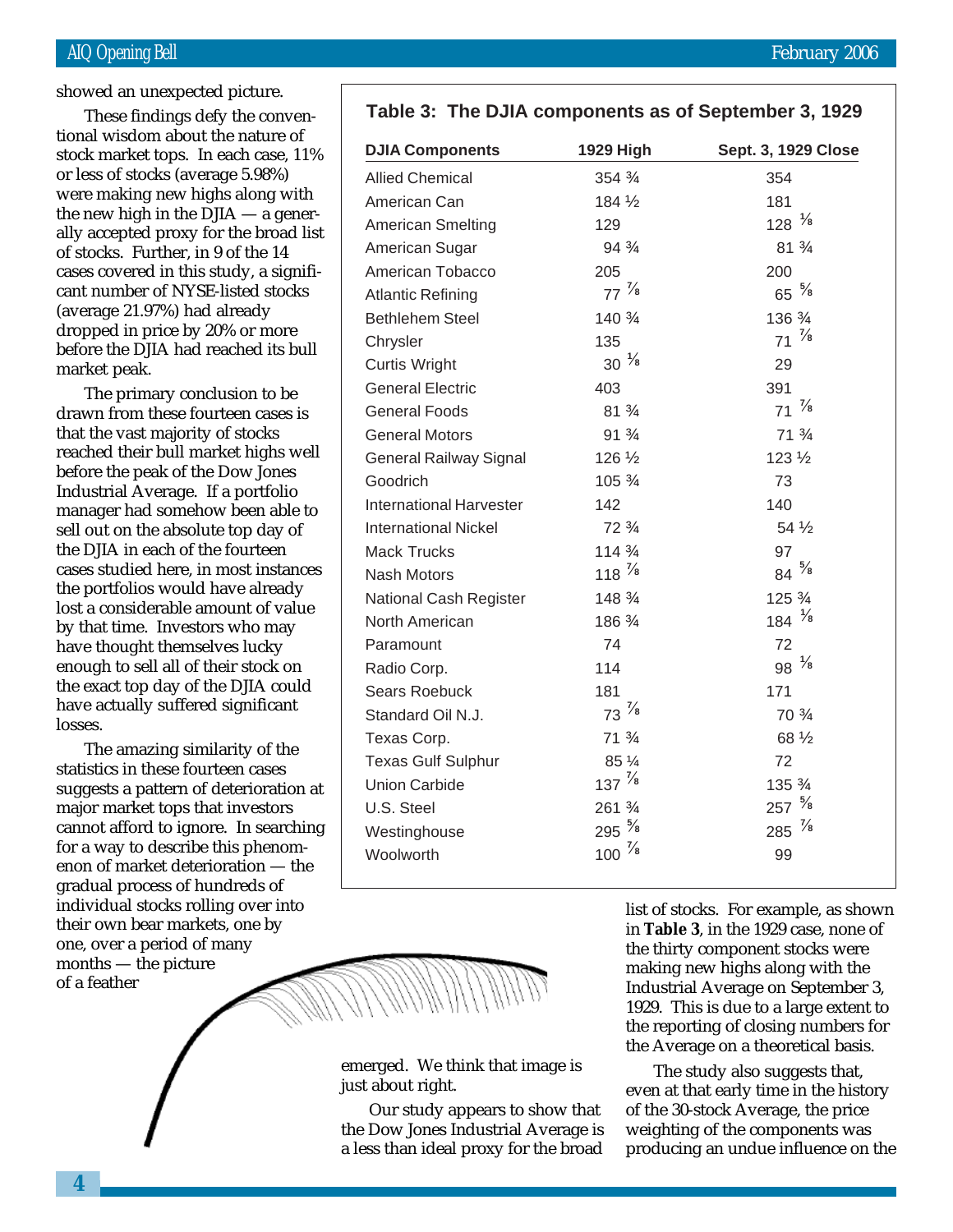showed an unexpected picture.

These findings defy the conventional wisdom about the nature of stock market tops. In each case, 11% or less of stocks (average 5.98%) were making new highs along with the new high in the DJIA — a generally accepted proxy for the broad list of stocks. Further, in 9 of the 14 cases covered in this study, a significant number of NYSE-listed stocks (average 21.97%) had already dropped in price by 20% or more before the DJIA had reached its bull market peak.

The primary conclusion to be drawn from these fourteen cases is that the vast majority of stocks reached their bull market highs well before the peak of the Dow Jones Industrial Average. If a portfolio manager had somehow been able to sell out on the absolute top day of the DJIA in each of the fourteen cases studied here, in most instances the portfolios would have already lost a considerable amount of value by that time. Investors who may have thought themselves lucky enough to sell all of their stock on the exact top day of the DJIA could have actually suffered significant losses.

The amazing similarity of the statistics in these fourteen cases suggests a pattern of deterioration at major market tops that investors cannot afford to ignore. In searching for a way to describe this phenomenon of market deterioration — the gradual process of hundreds of individual stocks rolling over into their own bear markets, one by one, over a period of many months — the picture of a feather emerged. We think that image is just about right.

Our study appears to show that the Dow Jones Industrial Average is a less than ideal proxy for the broad list of stocks. For example, as shown in **Table 3**, in the 1929 case, none of the thirty component stocks were making new highs along with the Industrial Average on September 3, 1929. This is due to a large extent to the reporting of closing numbers for the Average on a theoretical basis.

The study also suggests that, even at that early time in the history of the 30-stock Average, the price weighting of the components was producing an undue influence on the

**Table 3: The DJIA components as of September 3, 1929**

| DJIA Components | 1929 High | Sept. 3, 1929 Close |
|---|---|---|
| Allied Chemical | 354 ¾ | 354 |
| American Can | 184 ½ | 181 |
| American Smelting | 129 | 128 ⅛ |
| American Sugar | 94 ¾ | 81 ¾ |
| American Tobacco | 205 | 200 |
| Atlantic Refining | 77 ⅞ | 65 ⅝ |
| Bethlehem Steel | 140 ¾ | 136 ¾ |
| Chrysler | 135 | 71 ⅞ |
| Curtis Wright | 30 ⅛ | 29 |
| General Electric | 403 | 391 |
| General Foods | 81 ¾ | 71 ⅞ |
| General Motors | 91 ¾ | 71 ¾ |
| General Railway Signal | 126 ½ | 123 ½ |
| Goodrich | 105 ¾ | 73 |
| International Harvester | 142 | 140 |
| International Nickel | 72 ¾ | 54 ½ |
| Mack Trucks | 114 ¾ | 97 |
| Nash Motors | 118 ⅞ | 84 ⅝ |
| National Cash Register | 148 ¾ | 125 ¾ |
| North American | 186 ¾ | 184 ⅛ |
| Paramount | 74 | 72 |
| Radio Corp. | 114 | 98 ⅛ |
| Sears Roebuck | 181 | 171 |
| Standard Oil N.J. | 73 ⅞ | 70 ¾ |
| Texas Corp. | 71 ¾ | 68 ½ |
| Texas Gulf Sulphur | 85 ¼ | 72 |
| Union Carbide | 137 ⅞ | 135 ¾ |
| U.S. Steel | 261 ¾ | 257 ⅝ |
| Westinghouse | 295 ⅝ | 285 ⅞ |
| Woolworth | 100 ⅞ | 99 |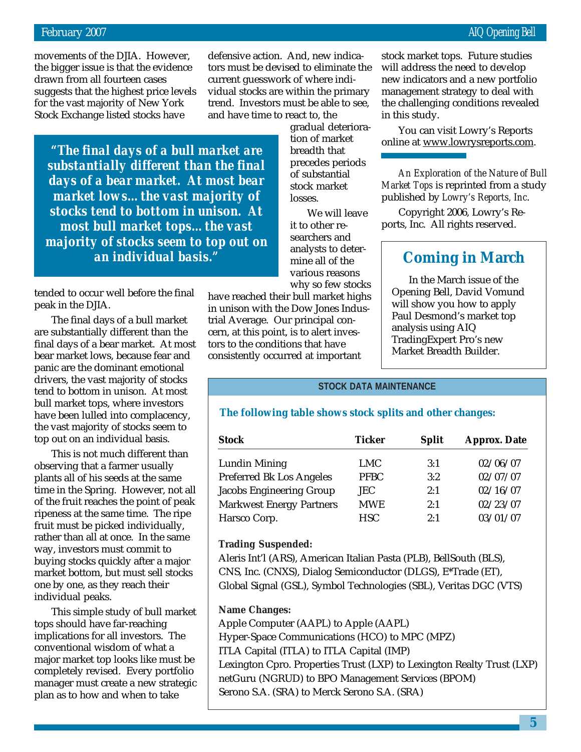movements of the DJIA. However, the bigger issue is that the evidence drawn from all fourteen cases suggests that the highest price levels for the vast majority of New York Stock Exchange listed stocks have tended to occur well before the final peak in the DJIA.

> **"The final days of a bull market are substantially different than the final days of a bear market. At most bear market lows…the vast majority of stocks tend to bottom in unison. At most bull market tops…the vast majority of stocks seem to top out on an individual basis."**

The final days of a bull market are substantially different than the final days of a bear market. At most bear market lows, because fear and panic are the dominant emotional drivers, the vast majority of stocks tend to bottom in unison. At most bull market tops, where investors have been lulled into complacency, the vast majority of stocks seem to top out on an individual basis.

This is not much different than observing that a farmer usually plants all of his seeds at the same time in the Spring. However, not all of the fruit reaches the point of peak ripeness at the same time. The ripe fruit must be picked individually, rather than all at once. In the same way, investors must commit to buying stocks quickly after a major market bottom, but must sell stocks one by one, as they reach their individual peaks.

This simple study of bull market tops should have far-reaching implications for all investors. The conventional wisdom of what a major market top looks like must be completely revised. Every portfolio manager must create a new strategic plan as to how and when to take defensive action. And, new indicators must be devised to eliminate the current guesswork of where individual stocks are within the primary trend. Investors must be able to see, and have time to react to, the gradual deterioration of market breadth that precedes periods of substantial stock market losses.

We will leave it to other researchers and analysts to determine all of the various reasons why so few stocks have reached their bull market highs in unison with the Dow Jones Industrial Average. Our principal concern, at this point, is to alert investors to the conditions that have consistently occurred at important stock market tops. Future studies will address the need to develop new indicators and a new portfolio management strategy to deal with the challenging conditions revealed in this study.

You can visit Lowry's Reports online at www.lowrysreports.com.

---

*An Exploration of the Nature of Bull Market Tops* is reprinted from a study published by *Lowry's Reports, Inc*.

Copyright 2006, Lowry's Reports, Inc. All rights reserved.

## Coming in March

In the March issue of the Opening Bell, David Vomund will show you how to apply Paul Desmond's market top analysis using AIQ TradingExpert Pro's new Market Breadth Builder.

## STOCK DATA MAINTENANCE

**The following table shows stock splits and other changes:**

| Stock | Ticker | Split | Approx. Date |
|---|---|---|---|
| Lundin Mining | LMC | 3:1 | 02/06/07 |
| Preferred Bk Los Angeles | PFBC | 3:2 | 02/07/07 |
| Jacobs Engineering Group | JEC | 2:1 | 02/16/07 |
| Markwest Energy Partners | MWE | 2:1 | 02/23/07 |
| Harsco Corp. | HSC | 2:1 | 03/01/07 |

**Trading Suspended:**

Aleris Int'l (ARS), American Italian Pasta (PLB), BellSouth (BLS), CNS, Inc. (CNXS), Dialog Semiconductor (DLGS), E*Trade (ET), Global Signal (GSL), Symbol Technologies (SBL), Veritas DGC (VTS)

**Name Changes:**

Apple Computer (AAPL) to Apple (AAPL)
Hyper-Space Communications (HCO) to MPC (MPZ)
ITLA Capital (ITLA) to ITLA Capital (IMP)
Lexington Cpro. Properties Trust (LXP) to Lexington Realty Trust (LXP)
netGuru (NGRUD) to BPO Management Services (BPOM)
Serono S.A. (SRA) to Merck Serono S.A. (SRA)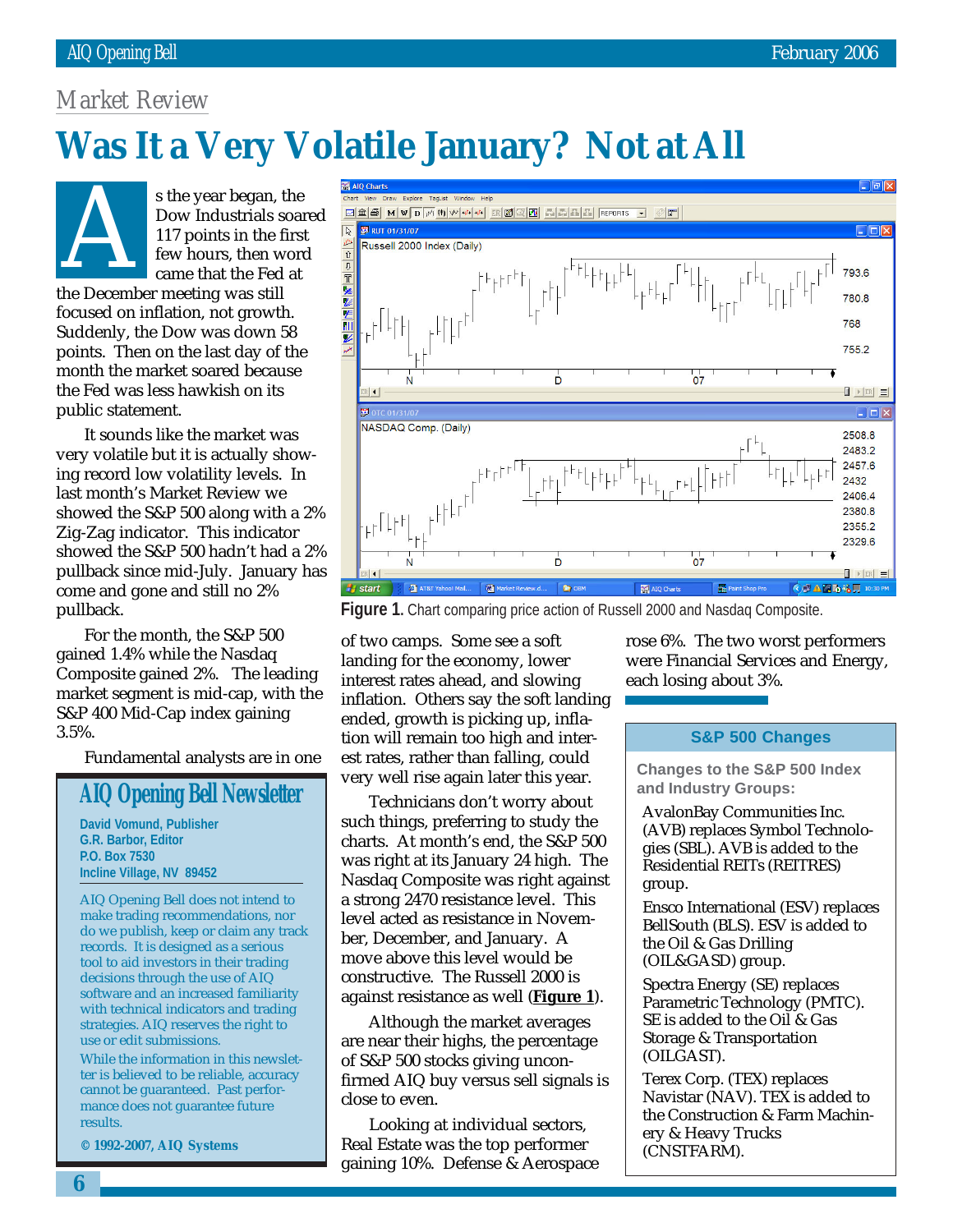## Market Review

# Was It a Very Volatile January? Not at All

As the year began, the Dow Industrials soared 117 points in the first few hours, then word came that the Fed at the December meeting was still focused on inflation, not growth. Suddenly, the Dow was down 58 points. Then on the last day of the month the market soared because the Fed was less hawkish on its public statement.

It sounds like the market was very volatile but it is actually showing record low volatility levels. In last month's Market Review we showed the S&P 500 along with a 2% Zig-Zag indicator. This indicator showed the S&P 500 hadn't had a 2% pullback since mid-July. January has come and gone and still no 2% pullback.

For the month, the S&P 500 gained 1.4% while the Nasdaq Composite gained 2%. The leading market segment is mid-cap, with the S&P 400 Mid-Cap index gaining 3.5%.

Fundamental analysts are in one of two camps. Some see a soft landing for the economy, lower interest rates ahead, and slowing inflation. Others say the soft landing ended, growth is picking up, inflation will remain too high and interest rates, rather than falling, could very well rise again later this year.

Technicians don't worry about such things, preferring to study the charts. At month's end, the S&P 500 was right at its January 24 high. The Nasdaq Composite was right against a strong 2470 resistance level. This level acted as resistance in November, December, and January. A move above this level would be constructive. The Russell 2000 is against resistance as well (**Figure 1**).

**Figure 1.** Chart comparing price action of Russell 2000 and Nasdaq Composite.

Although the market averages are near their highs, the percentage of S&P 500 stocks giving unconfirmed AIQ buy versus sell signals is close to even.

Looking at individual sectors, Real Estate was the top performer gaining 10%. Defense & Aerospace rose 6%. The two worst performers were Financial Services and Energy, each losing about 3%.

---

### S&P 500 Changes

**Changes to the S&P 500 Index and Industry Groups:**

AvalonBay Communities Inc. (AVB) replaces Symbol Technologies (SBL). AVB is added to the Residential REITs (REITRES) group.

Ensco International (ESV) replaces BellSouth (BLS). ESV is added to the Oil & Gas Drilling (OIL&GASD) group.

Spectra Energy (SE) replaces Parametric Technology (PMTC). SE is added to the Oil & Gas Storage & Transportation (OILGAST).

Terex Corp. (TEX) replaces Navistar (NAV). TEX is added to the Construction & Farm Machinery & Heavy Trucks (CNSTFARM).

---

### AIQ Opening Bell Newsletter

**David Vomund, Publisher**
**G.R. Barbor, Editor**
**P.O. Box 7530**
**Incline Village, NV 89452**

AIQ Opening Bell does not intend to make trading recommendations, nor do we publish, keep or claim any track records. It is designed as a serious tool to aid investors in their trading decisions through the use of AIQ software and an increased familiarity with technical indicators and trading strategies. AIQ reserves the right to use or edit submissions.

While the information in this newsletter is believed to be reliable, accuracy cannot be guaranteed. Past performance does not guarantee future results.

**© 1992-2007, AIQ Systems**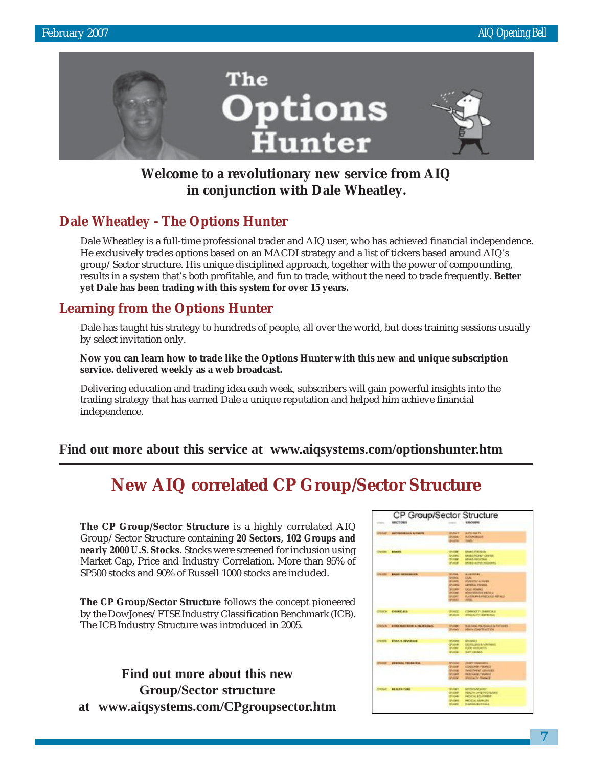# The Options Hunter

**Welcome to a revolutionary new service from AIQ in conjunction with Dale Wheatley.**

## Dale Wheatley - The Options Hunter

Dale Wheatley is a full-time professional trader and AIQ user, who has achieved financial independence. He exclusively trades options based on an MACDI strategy and a list of tickers based around AIQ's group/Sector structure. His unique disciplined approach, together with the power of compounding, results in a system that's both profitable, and fun to trade, without the need to trade frequently. **Better yet Dale has been trading with this system for over 15 years.**

## Learning from the Options Hunter

Dale has taught his strategy to hundreds of people, all over the world, but does training sessions usually by select invitation only.

**Now you can learn how to trade like the Options Hunter with this new and unique subscription service. delivered weekly as a web broadcast.**

Delivering education and trading idea each week, subscribers will gain powerful insights into the trading strategy that has earned Dale a unique reputation and helped him achieve financial independence.

**Find out more about this service at www.aiqsystems.com/optionshunter.htm**

---

# New AIQ correlated CP Group/Sector Structure

**The CP Group/Sector Structure** is a highly correlated AIQ Group/Sector Structure containing **20 Sectors, 102 Groups and nearly 2000 U.S. Stocks**. Stocks were screened for inclusion using Market Cap, Price and Industry Correlation. More than 95% of SP500 stocks and 90% of Russell 1000 stocks are included.

**The CP Group/Sector Structure** follows the concept pioneered by the DowJones/FTSE Industry Classification Benchmark (ICB). The ICB Industry Structure was introduced in 2005.

**Find out more about this new Group/Sector structure at www.aiqsystems.com/CPgroupsector.htm**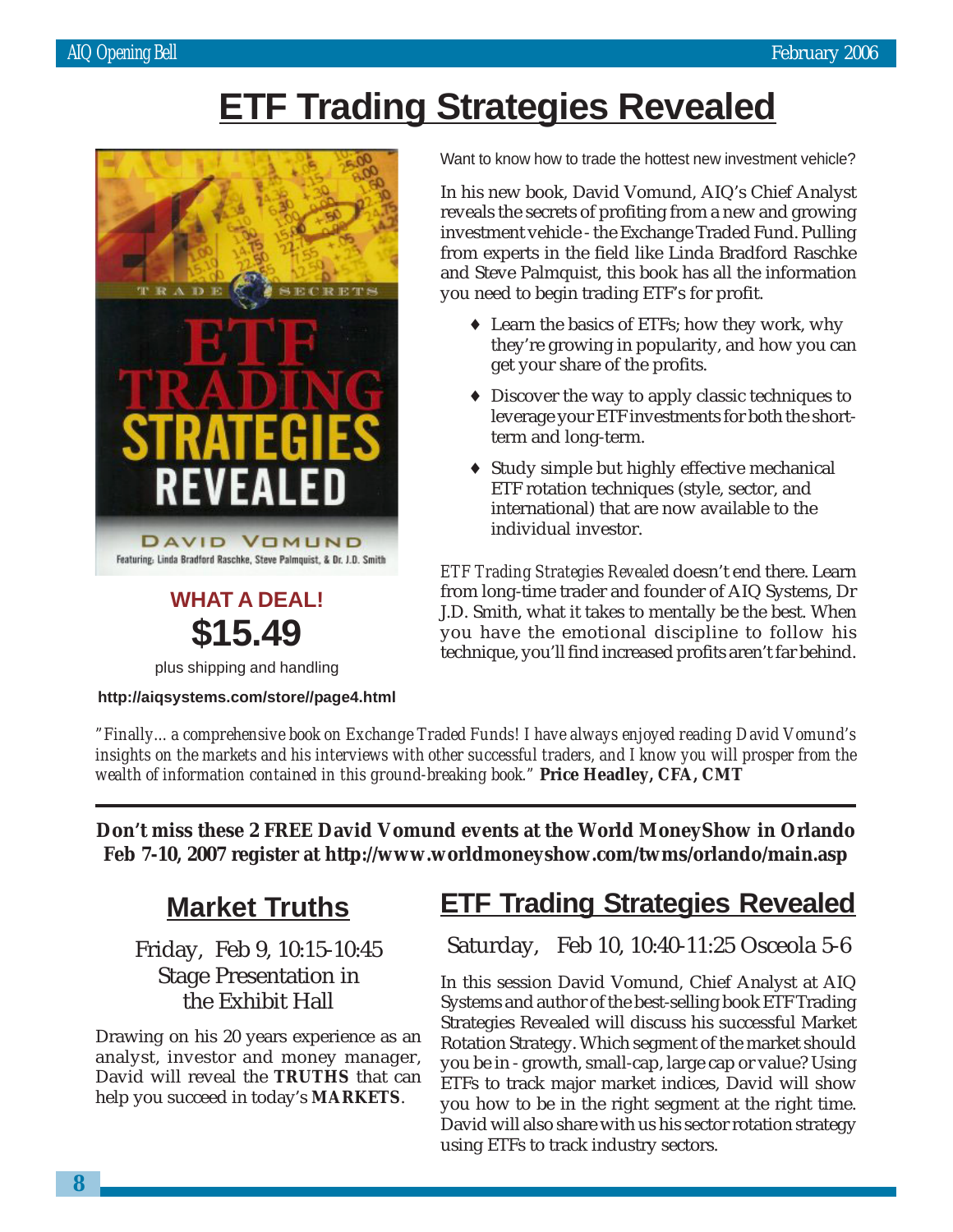# ETF Trading Strategies Revealed

**WHAT A DEAL!**

**$15.49**

plus shipping and handling

**http://aiqsystems.com/store//page4.html**

Want to know how to trade the hottest new investment vehicle?

In his new book, David Vomund, AIQ's Chief Analyst reveals the secrets of profiting from a new and growing investment vehicle - the Exchange Traded Fund. Pulling from experts in the field like Linda Bradford Raschke and Steve Palmquist, this book has all the information you need to begin trading ETF's for profit.

- Learn the basics of ETFs; how they work, why they're growing in popularity, and how you can get your share of the profits.
- Discover the way to apply classic techniques to leverage your ETF investments for both the short-term and long-term.
- Study simple but highly effective mechanical ETF rotation techniques (style, sector, and international) that are now available to the individual investor.

*ETF Trading Strategies Revealed* doesn't end there. Learn from long-time trader and founder of AIQ Systems, Dr J.D. Smith, what it takes to mentally be the best. When you have the emotional discipline to follow his technique, you'll find increased profits aren't far behind.

*"Finally... a comprehensive book on Exchange Traded Funds! I have always enjoyed reading David Vomund's insights on the markets and his interviews with other successful traders, and I know you will prosper from the wealth of information contained in this ground-breaking book."* **Price Headley, CFA, CMT**

---

**Don't miss these 2 FREE David Vomund events at the World MoneyShow in Orlando Feb 7-10, 2007 register at http://www.worldmoneyshow.com/twms/orlando/main.asp**

## Market Truths

Friday, Feb 9, 10:15-10:45
Stage Presentation in the Exhibit Hall

Drawing on his 20 years experience as an analyst, investor and money manager, David will reveal the **TRUTHS** that can help you succeed in today's **MARKETS**.

## ETF Trading Strategies Revealed

Saturday, Feb 10, 10:40-11:25 Osceola 5-6

In this session David Vomund, Chief Analyst at AIQ Systems and author of the best-selling book ETF Trading Strategies Revealed will discuss his successful Market Rotation Strategy. Which segment of the market should you be in - growth, small-cap, large cap or value? Using ETFs to track major market indices, David will show you how to be in the right segment at the right time. David will also share with us his sector rotation strategy using ETFs to track industry sectors.